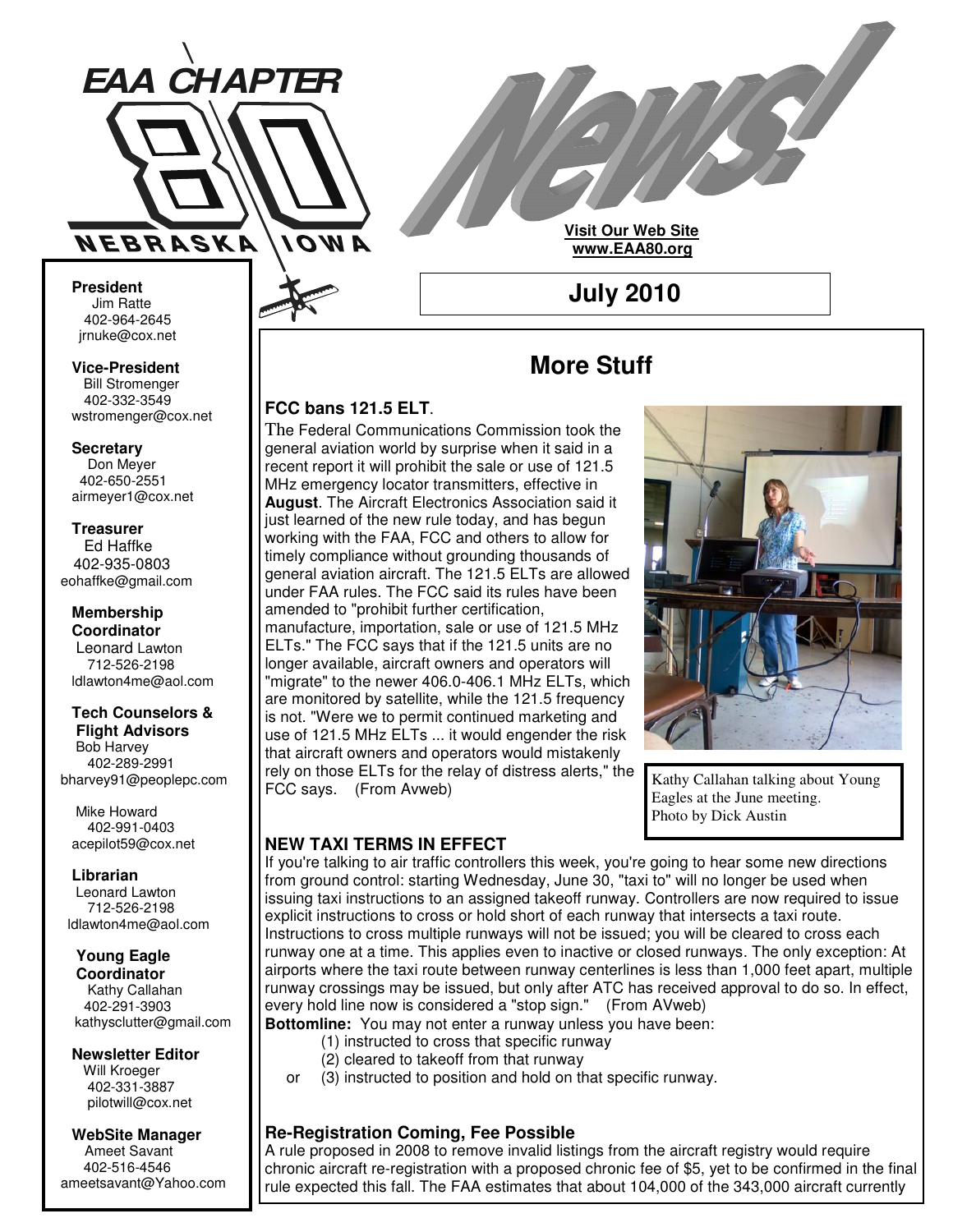# EAA CHAPTER 80 NEBRASKA IOWA

# News!

**Visit Our Web Site**
**www.EAA80.org**

## July 2010

**President**
Jim Ratte
402-964-2645
jrnuke@cox.net

**Vice-President**
Bill Stromenger
402-332-3549
wstromenger@cox.net

**Secretary**
Don Meyer
402-650-2551
airmeyer1@cox.net

**Treasurer**
Ed Haffke
402-935-0803
eohaffke@gmail.com

**Membership Coordinator**
Leonard Lawton
712-526-2198
ldlawton4me@aol.com

**Tech Counselors & Flight Advisors**
Bob Harvey
402-289-2991
bharvey91@peoplepc.com

Mike Howard
402-991-0403
acepilot59@cox.net

**Librarian**
Leonard Lawton
712-526-2198
ldlawton4me@aol.com

**Young Eagle Coordinator**
Kathy Callahan
402-291-3903
kathysclutter@gmail.com

**Newsletter Editor**
Will Kroeger
402-331-3887
pilotwill@cox.net

**WebSite Manager**
Ameet Savant
402-516-4546
ameetsavant@Yahoo.com

## More Stuff

### FCC bans 121.5 ELT.

The Federal Communications Commission took the general aviation world by surprise when it said in a recent report it will prohibit the sale or use of 121.5 MHz emergency locator transmitters, effective in **August**. The Aircraft Electronics Association said it just learned of the new rule today, and has begun working with the FAA, FCC and others to allow for timely compliance without grounding thousands of general aviation aircraft. The 121.5 ELTs are allowed under FAA rules. The FCC said its rules have been amended to "prohibit further certification, manufacture, importation, sale or use of 121.5 MHz ELTs." The FCC says that if the 121.5 units are no longer available, aircraft owners and operators will "migrate" to the newer 406.0-406.1 MHz ELTs, which are monitored by satellite, while the 121.5 frequency is not. "Were we to permit continued marketing and use of 121.5 MHz ELTs ... it would engender the risk that aircraft owners and operators would mistakenly rely on those ELTs for the relay of distress alerts," the FCC says. (From Avweb)

Kathy Callahan talking about Young Eagles at the June meeting. Photo by Dick Austin

### NEW TAXI TERMS IN EFFECT

If you're talking to air traffic controllers this week, you're going to hear some new directions from ground control: starting Wednesday, June 30, "taxi to" will no longer be used when issuing taxi instructions to an assigned takeoff runway. Controllers are now required to issue explicit instructions to cross or hold short of each runway that intersects a taxi route. Instructions to cross multiple runways will not be issued; you will be cleared to cross each runway one at a time. This applies even to inactive or closed runways. The only exception: At airports where the taxi route between runway centerlines is less than 1,000 feet apart, multiple runway crossings may be issued, but only after ATC has received approval to do so. In effect, every hold line now is considered a "stop sign." (From AVweb)

**Bottomline:** You may not enter a runway unless you have been:

(1) instructed to cross that specific runway
(2) cleared to takeoff from that runway
or (3) instructed to position and hold on that specific runway.

### Re-Registration Coming, Fee Possible

A rule proposed in 2008 to remove invalid listings from the aircraft registry would require chronic aircraft re-registration with a proposed chronic fee of $5, yet to be confirmed in the final rule expected this fall. The FAA estimates that about 104,000 of the 343,000 aircraft currently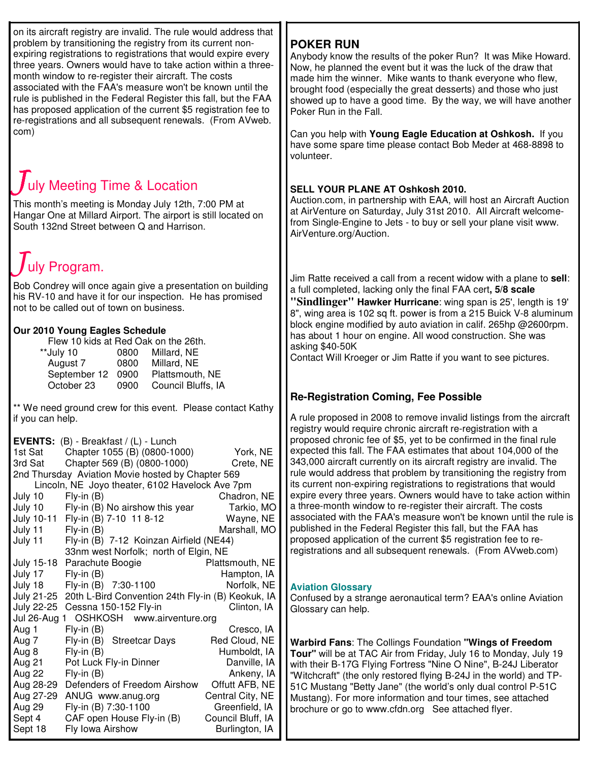on its aircraft registry are invalid. The rule would address that problem by transitioning the registry from its current non-expiring registrations to registrations that would expire every three years. Owners would have to take action within a three-month window to re-register their aircraft. The costs associated with the FAA's measure won't be known until the rule is published in the Federal Register this fall, but the FAA has proposed application of the current $5 registration fee to re-registrations and all subsequent renewals. (From AVweb.com)

## July Meeting Time & Location

This month's meeting is Monday July 12th, 7:00 PM at Hangar One at Millard Airport. The airport is still located on South 132nd Street between Q and Harrison.

## July Program.

Bob Condrey will once again give a presentation on building his RV-10 and have it for our inspection. He has promised not to be called out of town on business.

**Our 2010 Young Eagles Schedule**

Flew 10 kids at Red Oak on the 26th.

| | | |
|---|---|---|
| **July 10 | 0800 | Millard, NE |
| August 7 | 0800 | Millard, NE |
| September 12 | 0900 | Plattsmouth, NE |
| October 23 | 0900 | Council Bluffs, IA |

** We need ground crew for this event. Please contact Kathy if you can help.

**EVENTS:** (B) - Breakfast / (L) - Lunch

| | | |
|---|---|---|
| 1st Sat | Chapter 1055 (B) (0800-1000) | York, NE |
| 3rd Sat | Chapter 569 (B) (0800-1000) | Crete, NE |
| 2nd Thursday | Aviation Movie hosted by Chapter 569 Lincoln, NE Joyo theater, 6102 Havelock Ave 7pm | |
| July 10 | Fly-in (B) | Chadron, NE |
| July 10 | Fly-in (B) No airshow this year | Tarkio, MO |
| July 10-11 | Fly-in (B) 7-10 11 8-12 | Wayne, NE |
| July 11 | Fly-in (B) | Marshall, MO |
| July 11 | Fly-in (B) 7-12 Koinzan Airfield (NE44) 33nm west Norfolk; north of Elgin, NE | |
| July 15-18 | Parachute Boogie | Plattsmouth, NE |
| July 17 | Fly-in (B) | Hampton, IA |
| July 18 | Fly-in (B) 7:30-1100 | Norfolk, NE |
| July 21-25 | 20th L-Bird Convention 24th Fly-in (B) | Keokuk, IA |
| July 22-25 | Cessna 150-152 Fly-in | Clinton, IA |
| Jul 26-Aug 1 | OSHKOSH www.airventure.org | |
| Aug 1 | Fly-in (B) | Cresco, IA |
| Aug 7 | Fly-in (B) Streetcar Days | Red Cloud, NE |
| Aug 8 | Fly-in (B) | Humboldt, IA |
| Aug 21 | Pot Luck Fly-in Dinner | Danville, IA |
| Aug 22 | Fly-in (B) | Ankeny, IA |
| Aug 28-29 | Defenders of Freedom Airshow | Offutt AFB, NE |
| Aug 27-29 | ANUG www.anug.org | Central City, NE |
| Aug 29 | Fly-in (B) 7:30-1100 | Greenfield, IA |
| Sept 4 | CAF open House Fly-in (B) | Council Bluff, IA |
| Sept 18 | Fly Iowa Airshow | Burlington, IA |

## POKER RUN

Anybody know the results of the poker Run? It was Mike Howard. Now, he planned the event but it was the luck of the draw that made him the winner. Mike wants to thank everyone who flew, brought food (especially the great desserts) and those who just showed up to have a good time. By the way, we will have another Poker Run in the Fall.

Can you help with **Young Eagle Education at Oshkosh.** If you have some spare time please contact Bob Meder at 468-8898 to volunteer.

**SELL YOUR PLANE AT Oshkosh 2010.**

Auction.com, in partnership with EAA, will host an Aircraft Auction at AirVenture on Saturday, July 31st 2010. All Aircraft welcome- from Single-Engine to Jets - to buy or sell your plane visit www.AirVenture.org/Auction.

Jim Ratte received a call from a recent widow with a plane to **sell**: a full completed, lacking only the final FAA cert**, 5/8 scale "Sindlinger" Hawker Hurricane**: wing span is 25', length is 19' 8", wing area is 102 sq ft. power is from a 215 Buick V-8 aluminum block engine modified by auto aviation in calif. 265hp @2600rpm. has about 1 hour on engine. All wood construction. She was asking $40-50K

Contact Will Kroeger or Jim Ratte if you want to see pictures.

### Re-Registration Coming, Fee Possible

A rule proposed in 2008 to remove invalid listings from the aircraft registry would require chronic aircraft re-registration with a proposed chronic fee of $5, yet to be confirmed in the final rule expected this fall. The FAA estimates that about 104,000 of the 343,000 aircraft currently on its aircraft registry are invalid. The rule would address that problem by transitioning the registry from its current non-expiring registrations to registrations that would expire every three years. Owners would have to take action within a three-month window to re-register their aircraft. The costs associated with the FAA's measure won't be known until the rule is published in the Federal Register this fall, but the FAA has proposed application of the current $5 registration fee to re-registrations and all subsequent renewals. (From AVweb.com)

**Aviation Glossary**

Confused by a strange aeronautical term? EAA's online Aviation Glossary can help.

**Warbird Fans**: The Collings Foundation **"Wings of Freedom Tour"** will be at TAC Air from Friday, July 16 to Monday, July 19 with their B-17G Flying Fortress "Nine O Nine", B-24J Liberator "Witchcraft" (the only restored flying B-24J in the world) and TP-51C Mustang "Betty Jane" (the world's only dual control P-51C Mustang). For more information and tour times, see attached brochure or go to www.cfdn.org See attached flyer.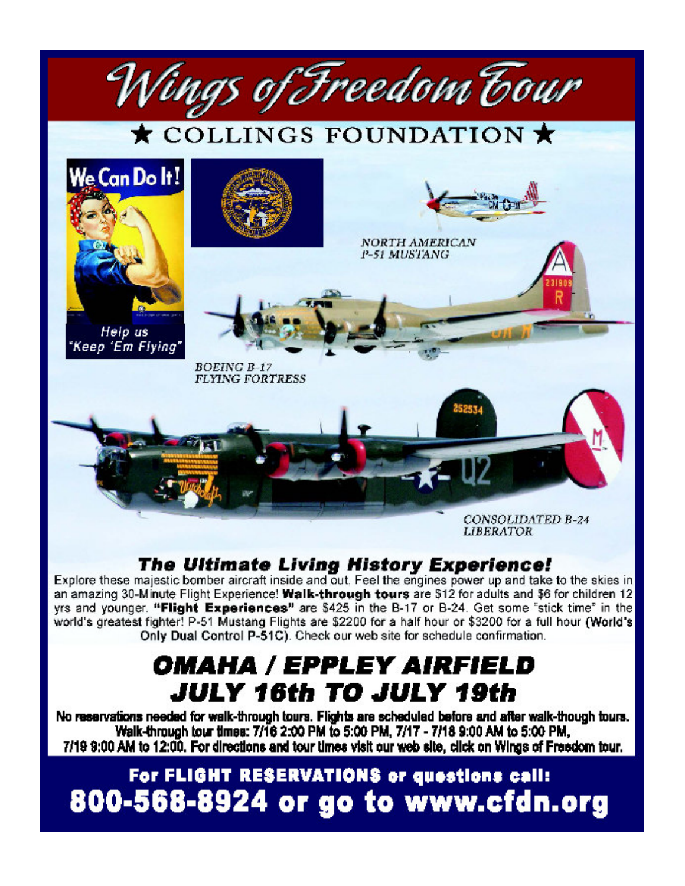# Wings of Freedom Tour

★ COLLINGS FOUNDATION ★

We Can Do It!

Help us "Keep 'Em Flying"

*NORTH AMERICAN P-51 MUSTANG*

*BOEING B-17 FLYING FORTRESS*

*CONSOLIDATED B-24 LIBERATOR*

## The Ultimate Living History Experience!

Explore these majestic bomber aircraft inside and out. Feel the engines power up and take to the skies in an amazing 30-Minute Flight Experience! **Walk-through tours** are $12 for adults and $6 for children 12 yrs and younger. **"Flight Experiences"** are $425 in the B-17 or B-24. Get some "stick time" in the world's greatest fighter! P-51 Mustang Flights are $2200 for a half hour or $3200 for a full hour (World's Only Dual Control P-51C). Check our web site for schedule confirmation.

## OMAHA / EPPLEY AIRFIELD
## JULY 16th TO JULY 19th

**No reservations needed for walk-through tours. Flights are scheduled before and after walk-though tours. Walk-through tour times: 7/16 2:00 PM to 5:00 PM, 7/17 - 7/18 9:00 AM to 5:00 PM, 7/19 9:00 AM to 12:00. For directions and tour times visit our web site, click on Wings of Freedom tour.**

**For FLIGHT RESERVATIONS or questions call:**
**800-568-8924 or go to www.cfdn.org**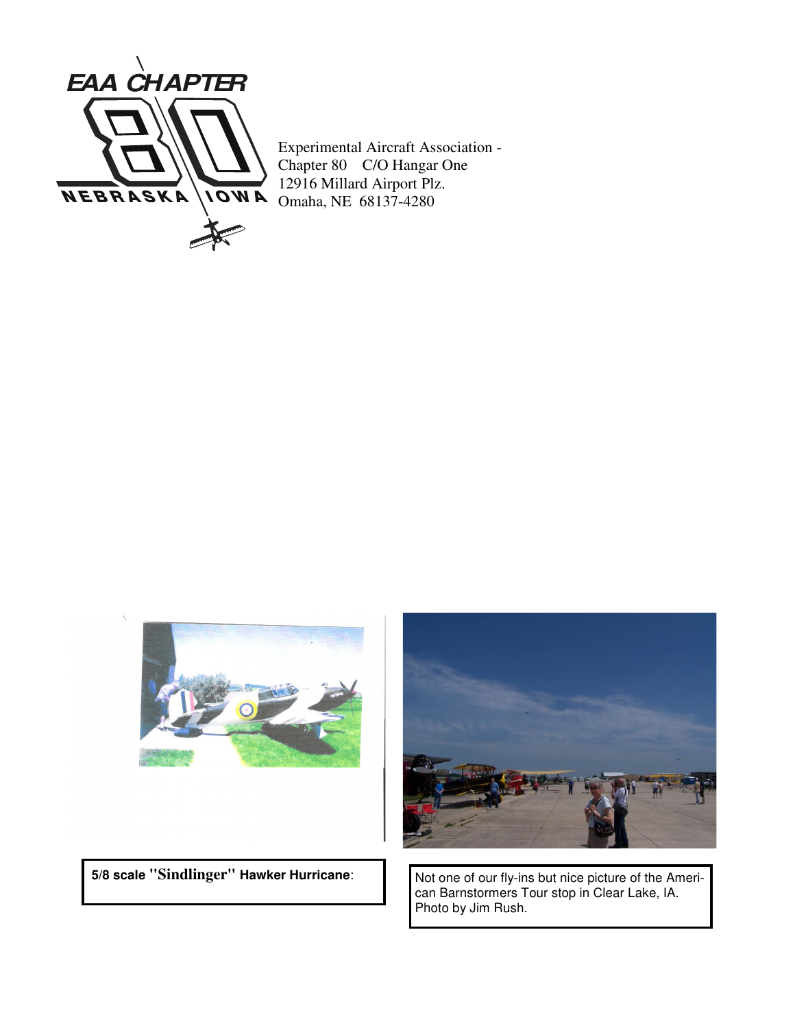Experimental Aircraft Association -
Chapter 80 C/O Hangar One
12916 Millard Airport Plz.
Omaha, NE 68137-4280

**5/8 scale "Sindlinger" Hawker Hurricane**:

Not one of our fly-ins but nice picture of the American Barnstormers Tour stop in Clear Lake, IA. Photo by Jim Rush.